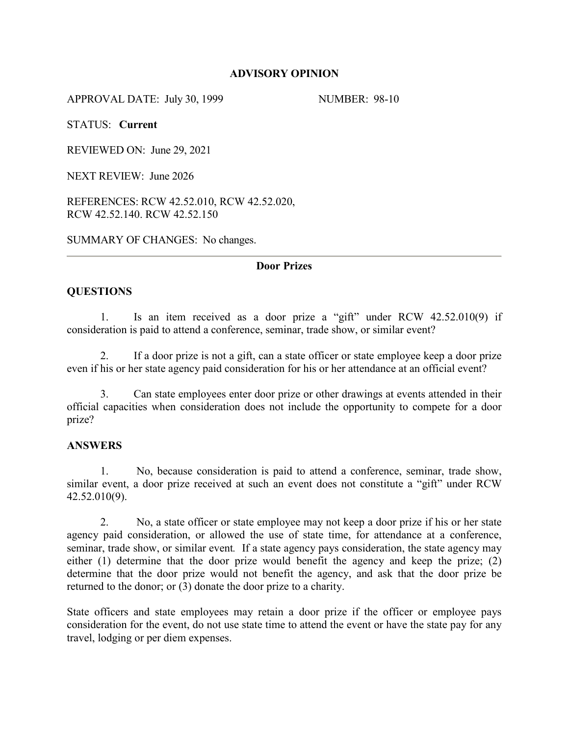**ADVISORY OPINION**

APPROVAL DATE: July 30, 1999 NUMBER: 98-10

STATUS: **Current**

REVIEWED ON: June 29, 2021

NEXT REVIEW: June 2026

REFERENCES: RCW 42.52.010, RCW 42.52.020, RCW 42.52.140. RCW 42.52.150

SUMMARY OF CHANGES: No changes.

---

**Door Prizes**

## QUESTIONS

1. Is an item received as a door prize a "gift" under RCW 42.52.010(9) if consideration is paid to attend a conference, seminar, trade show, or similar event?

2. If a door prize is not a gift, can a state officer or state employee keep a door prize even if his or her state agency paid consideration for his or her attendance at an official event?

3. Can state employees enter door prize or other drawings at events attended in their official capacities when consideration does not include the opportunity to compete for a door prize?

## ANSWERS

1. No, because consideration is paid to attend a conference, seminar, trade show, similar event, a door prize received at such an event does not constitute a "gift" under RCW 42.52.010(9).

2. No, a state officer or state employee may not keep a door prize if his or her state agency paid consideration, or allowed the use of state time, for attendance at a conference, seminar, trade show, or similar event. If a state agency pays consideration, the state agency may either (1) determine that the door prize would benefit the agency and keep the prize; (2) determine that the door prize would not benefit the agency, and ask that the door prize be returned to the donor; or (3) donate the door prize to a charity.

State officers and state employees may retain a door prize if the officer or employee pays consideration for the event, do not use state time to attend the event or have the state pay for any travel, lodging or per diem expenses.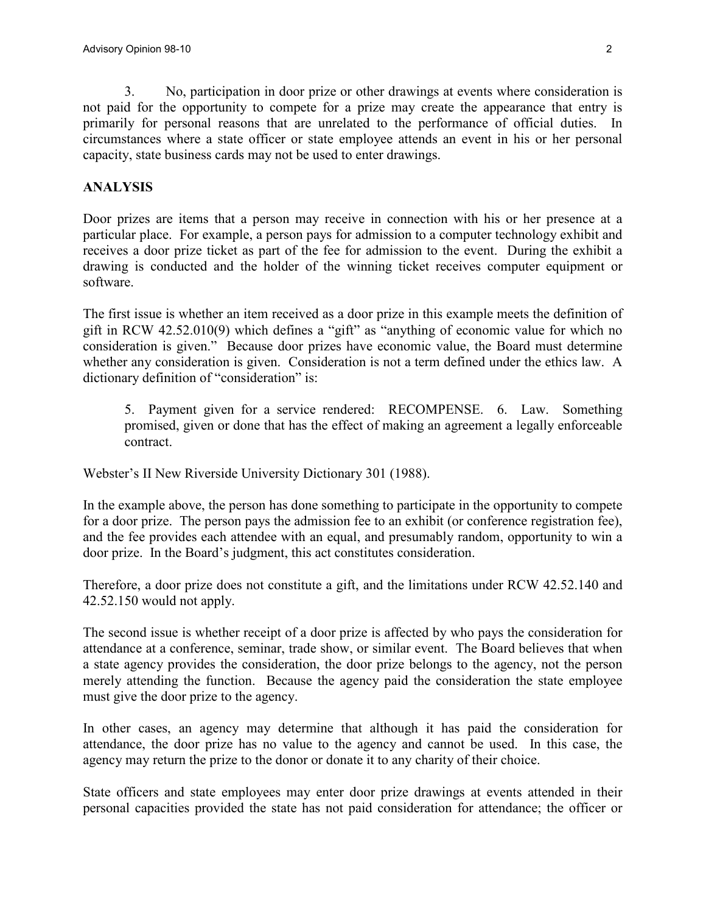3. No, participation in door prize or other drawings at events where consideration is not paid for the opportunity to compete for a prize may create the appearance that entry is primarily for personal reasons that are unrelated to the performance of official duties. In circumstances where a state officer or state employee attends an event in his or her personal capacity, state business cards may not be used to enter drawings.

## ANALYSIS

Door prizes are items that a person may receive in connection with his or her presence at a particular place. For example, a person pays for admission to a computer technology exhibit and receives a door prize ticket as part of the fee for admission to the event. During the exhibit a drawing is conducted and the holder of the winning ticket receives computer equipment or software.

The first issue is whether an item received as a door prize in this example meets the definition of gift in RCW 42.52.010(9) which defines a "gift" as "anything of economic value for which no consideration is given." Because door prizes have economic value, the Board must determine whether any consideration is given. Consideration is not a term defined under the ethics law. A dictionary definition of "consideration" is:

> 5. Payment given for a service rendered: RECOMPENSE. 6. Law. Something promised, given or done that has the effect of making an agreement a legally enforceable contract.

Webster's II New Riverside University Dictionary 301 (1988).

In the example above, the person has done something to participate in the opportunity to compete for a door prize. The person pays the admission fee to an exhibit (or conference registration fee), and the fee provides each attendee with an equal, and presumably random, opportunity to win a door prize. In the Board's judgment, this act constitutes consideration.

Therefore, a door prize does not constitute a gift, and the limitations under RCW 42.52.140 and 42.52.150 would not apply.

The second issue is whether receipt of a door prize is affected by who pays the consideration for attendance at a conference, seminar, trade show, or similar event. The Board believes that when a state agency provides the consideration, the door prize belongs to the agency, not the person merely attending the function. Because the agency paid the consideration the state employee must give the door prize to the agency.

In other cases, an agency may determine that although it has paid the consideration for attendance, the door prize has no value to the agency and cannot be used. In this case, the agency may return the prize to the donor or donate it to any charity of their choice.

State officers and state employees may enter door prize drawings at events attended in their personal capacities provided the state has not paid consideration for attendance; the officer or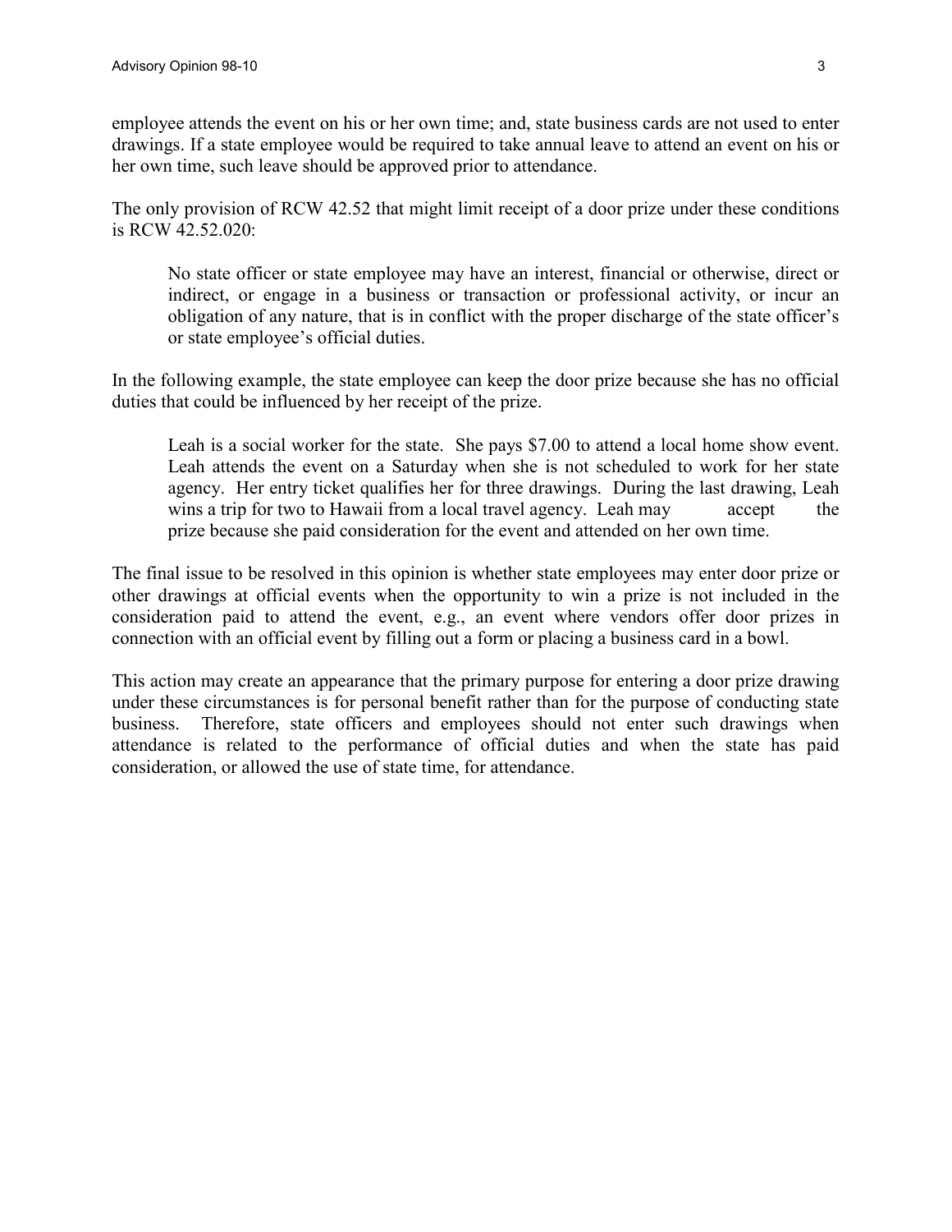employee attends the event on his or her own time; and, state business cards are not used to enter drawings. If a state employee would be required to take annual leave to attend an event on his or her own time, such leave should be approved prior to attendance.

The only provision of RCW 42.52 that might limit receipt of a door prize under these conditions is RCW 42.52.020:

> No state officer or state employee may have an interest, financial or otherwise, direct or indirect, or engage in a business or transaction or professional activity, or incur an obligation of any nature, that is in conflict with the proper discharge of the state officer's or state employee's official duties.

In the following example, the state employee can keep the door prize because she has no official duties that could be influenced by her receipt of the prize.

> Leah is a social worker for the state. She pays $7.00 to attend a local home show event. Leah attends the event on a Saturday when she is not scheduled to work for her state agency. Her entry ticket qualifies her for three drawings. During the last drawing, Leah wins a trip for two to Hawaii from a local travel agency. Leah may accept the prize because she paid consideration for the event and attended on her own time.

The final issue to be resolved in this opinion is whether state employees may enter door prize or other drawings at official events when the opportunity to win a prize is not included in the consideration paid to attend the event, e.g., an event where vendors offer door prizes in connection with an official event by filling out a form or placing a business card in a bowl.

This action may create an appearance that the primary purpose for entering a door prize drawing under these circumstances is for personal benefit rather than for the purpose of conducting state business. Therefore, state officers and employees should not enter such drawings when attendance is related to the performance of official duties and when the state has paid consideration, or allowed the use of state time, for attendance.